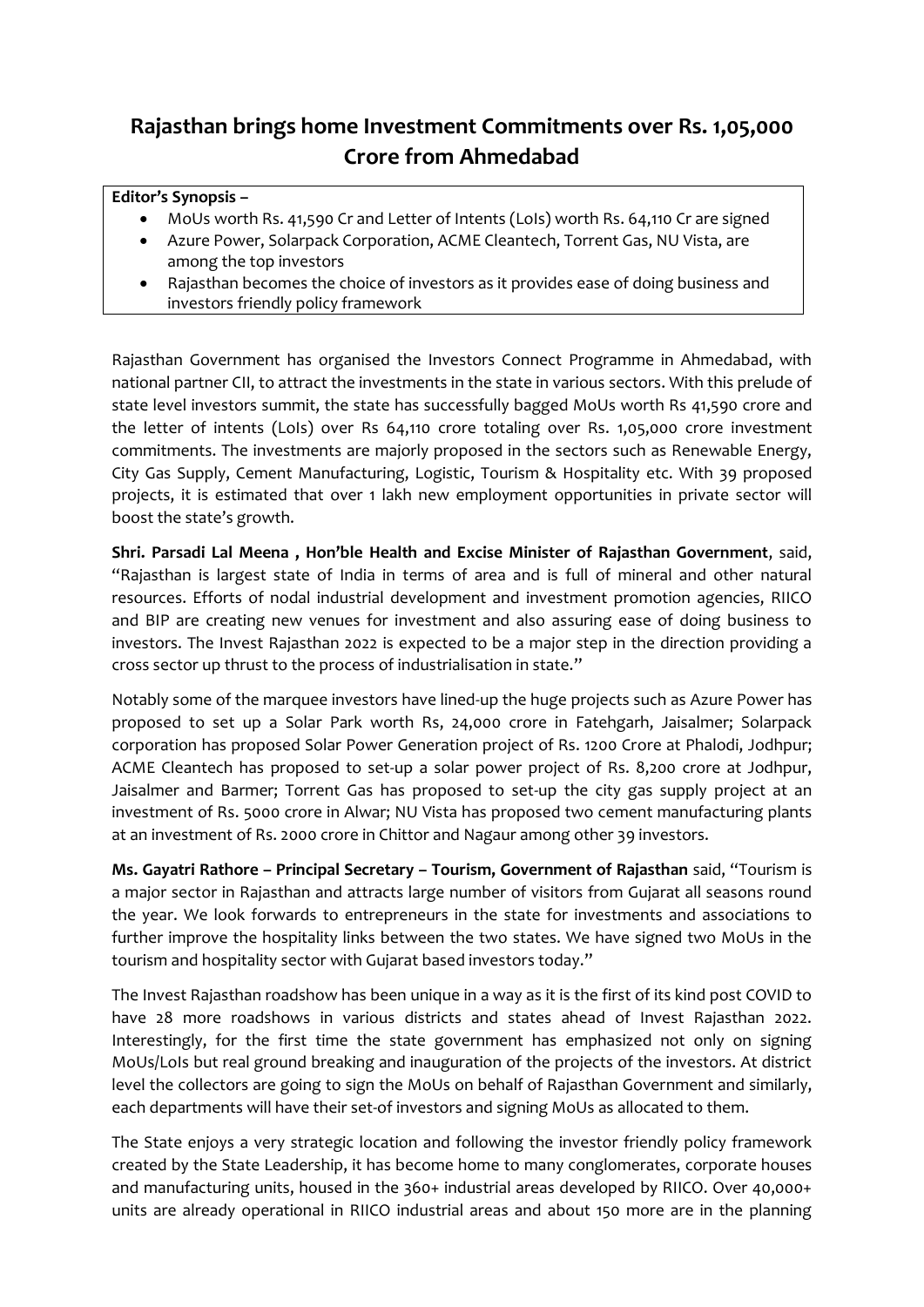# Rajasthan brings home Investment Commitments over Rs. 1,05,000 Crore from Ahmedabad

**Editor's Synopsis –**

- MoUs worth Rs. 41,590 Cr and Letter of Intents (LoIs) worth Rs. 64,110 Cr are signed
- Azure Power, Solarpack Corporation, ACME Cleantech, Torrent Gas, NU Vista, are among the top investors
- Rajasthan becomes the choice of investors as it provides ease of doing business and investors friendly policy framework

Rajasthan Government has organised the Investors Connect Programme in Ahmedabad, with national partner CII, to attract the investments in the state in various sectors. With this prelude of state level investors summit, the state has successfully bagged MoUs worth Rs 41,590 crore and the letter of intents (LoIs) over Rs 64,110 crore totaling over Rs. 1,05,000 crore investment commitments. The investments are majorly proposed in the sectors such as Renewable Energy, City Gas Supply, Cement Manufacturing, Logistic, Tourism & Hospitality etc. With 39 proposed projects, it is estimated that over 1 lakh new employment opportunities in private sector will boost the state's growth.

**Shri. Parsadi Lal Meena , Hon'ble Health and Excise Minister of Rajasthan Government**, said, "Rajasthan is largest state of India in terms of area and is full of mineral and other natural resources. Efforts of nodal industrial development and investment promotion agencies, RIICO and BIP are creating new venues for investment and also assuring ease of doing business to investors. The Invest Rajasthan 2022 is expected to be a major step in the direction providing a cross sector up thrust to the process of industrialisation in state."

Notably some of the marquee investors have lined-up the huge projects such as Azure Power has proposed to set up a Solar Park worth Rs, 24,000 crore in Fatehgarh, Jaisalmer; Solarpack corporation has proposed Solar Power Generation project of Rs. 1200 Crore at Phalodi, Jodhpur; ACME Cleantech has proposed to set-up a solar power project of Rs. 8,200 crore at Jodhpur, Jaisalmer and Barmer; Torrent Gas has proposed to set-up the city gas supply project at an investment of Rs. 5000 crore in Alwar; NU Vista has proposed two cement manufacturing plants at an investment of Rs. 2000 crore in Chittor and Nagaur among other 39 investors.

**Ms. Gayatri Rathore – Principal Secretary – Tourism, Government of Rajasthan** said, "Tourism is a major sector in Rajasthan and attracts large number of visitors from Gujarat all seasons round the year. We look forwards to entrepreneurs in the state for investments and associations to further improve the hospitality links between the two states. We have signed two MoUs in the tourism and hospitality sector with Gujarat based investors today."

The Invest Rajasthan roadshow has been unique in a way as it is the first of its kind post COVID to have 28 more roadshows in various districts and states ahead of Invest Rajasthan 2022. Interestingly, for the first time the state government has emphasized not only on signing MoUs/LoIs but real ground breaking and inauguration of the projects of the investors. At district level the collectors are going to sign the MoUs on behalf of Rajasthan Government and similarly, each departments will have their set-of investors and signing MoUs as allocated to them.

The State enjoys a very strategic location and following the investor friendly policy framework created by the State Leadership, it has become home to many conglomerates, corporate houses and manufacturing units, housed in the 360+ industrial areas developed by RIICO. Over 40,000+ units are already operational in RIICO industrial areas and about 150 more are in the planning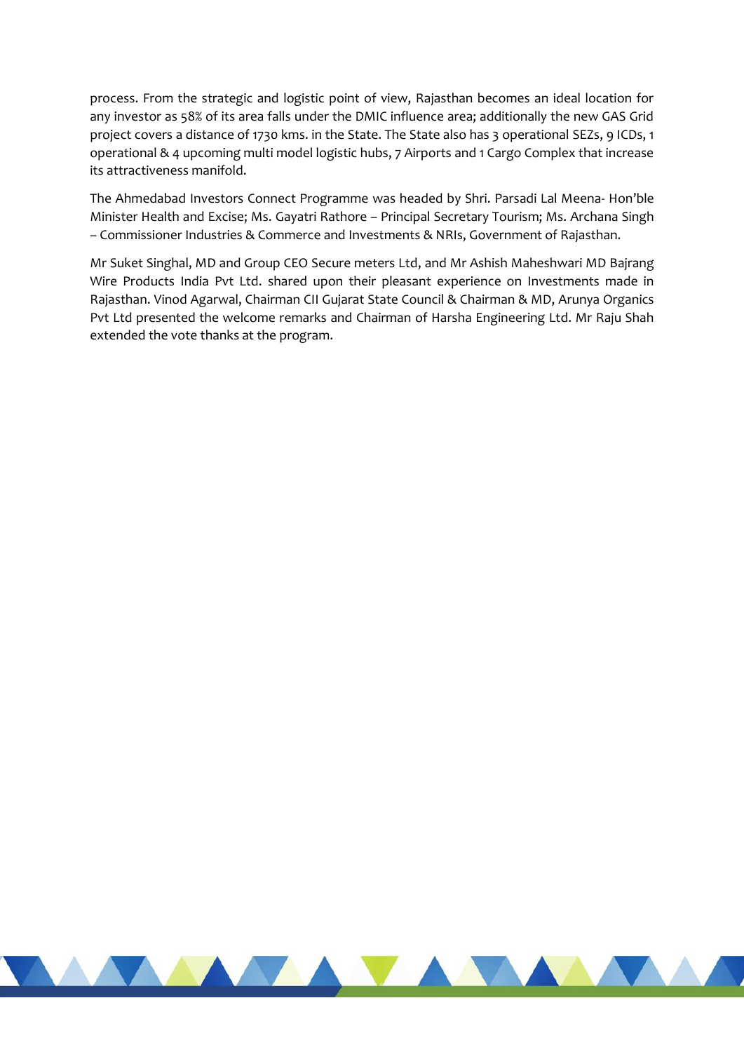process. From the strategic and logistic point of view, Rajasthan becomes an ideal location for any investor as 58% of its area falls under the DMIC influence area; additionally the new GAS Grid project covers a distance of 1730 kms. in the State. The State also has 3 operational SEZs, 9 ICDs, 1 operational & 4 upcoming multi model logistic hubs, 7 Airports and 1 Cargo Complex that increase its attractiveness manifold.

The Ahmedabad Investors Connect Programme was headed by Shri. Parsadi Lal Meena- Hon'ble Minister Health and Excise; Ms. Gayatri Rathore – Principal Secretary Tourism; Ms. Archana Singh – Commissioner Industries & Commerce and Investments & NRIs, Government of Rajasthan.

Mr Suket Singhal, MD and Group CEO Secure meters Ltd, and Mr Ashish Maheshwari MD Bajrang Wire Products India Pvt Ltd. shared upon their pleasant experience on Investments made in Rajasthan. Vinod Agarwal, Chairman CII Gujarat State Council & Chairman & MD, Arunya Organics Pvt Ltd presented the welcome remarks and Chairman of Harsha Engineering Ltd. Mr Raju Shah extended the vote thanks at the program.